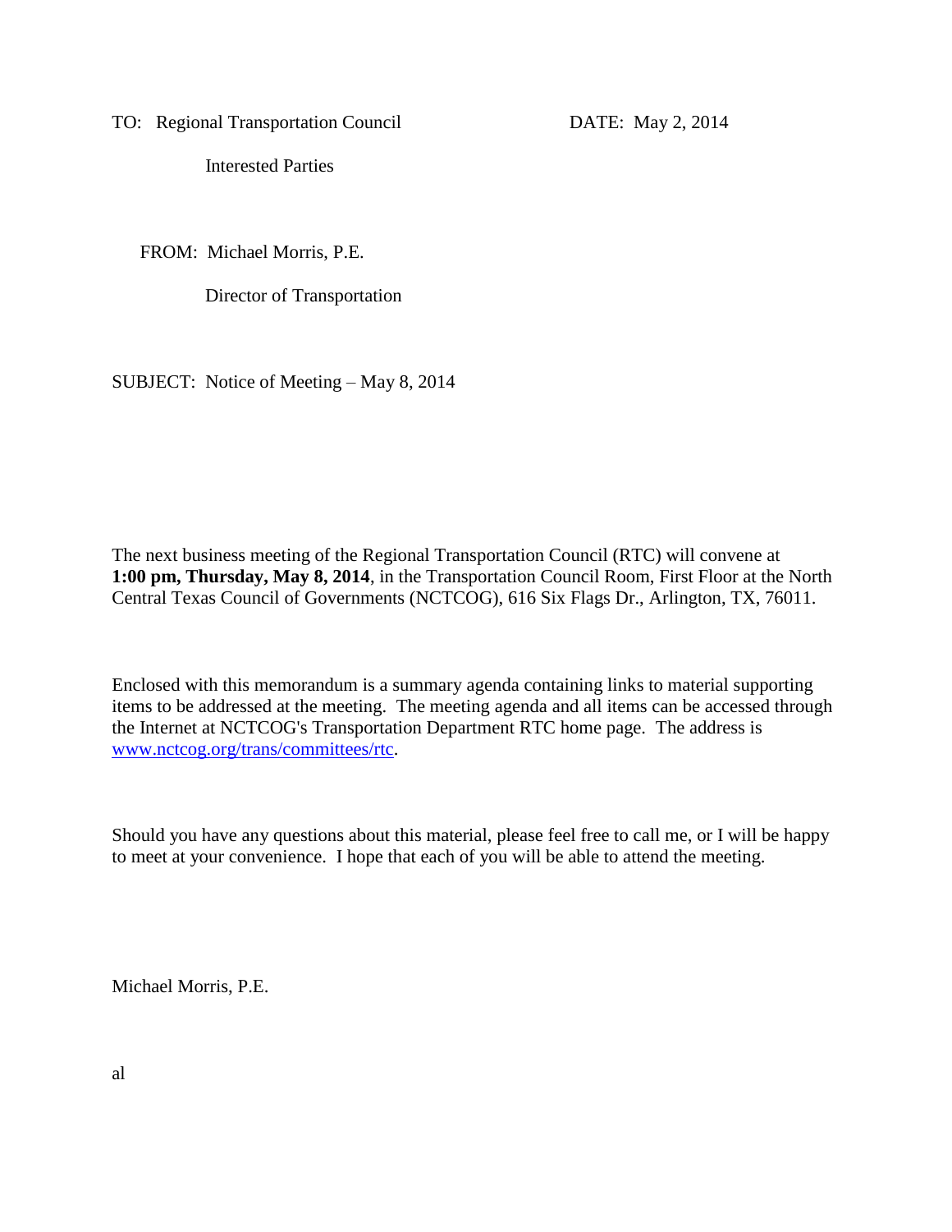TO: Regional Transportation Council DATE: May 2, 2014

Interested Parties

FROM: Michael Morris, P.E.

Director of Transportation

SUBJECT: Notice of Meeting – May 8, 2014

The next business meeting of the Regional Transportation Council (RTC) will convene at **1:00 pm, Thursday, May 8, 2014**, in the Transportation Council Room, First Floor at the North Central Texas Council of Governments (NCTCOG), 616 Six Flags Dr., Arlington, TX, 76011.

Enclosed with this memorandum is a summary agenda containing links to material supporting items to be addressed at the meeting. The meeting agenda and all items can be accessed through the Internet at NCTCOG's Transportation Department RTC home page. The address is [www.nctcog.org/trans/committees/rtc](www.nctcog.org/trans/committees/rtc).

Should you have any questions about this material, please feel free to call me, or I will be happy to meet at your convenience. I hope that each of you will be able to attend the meeting.

Michael Morris, P.E.

al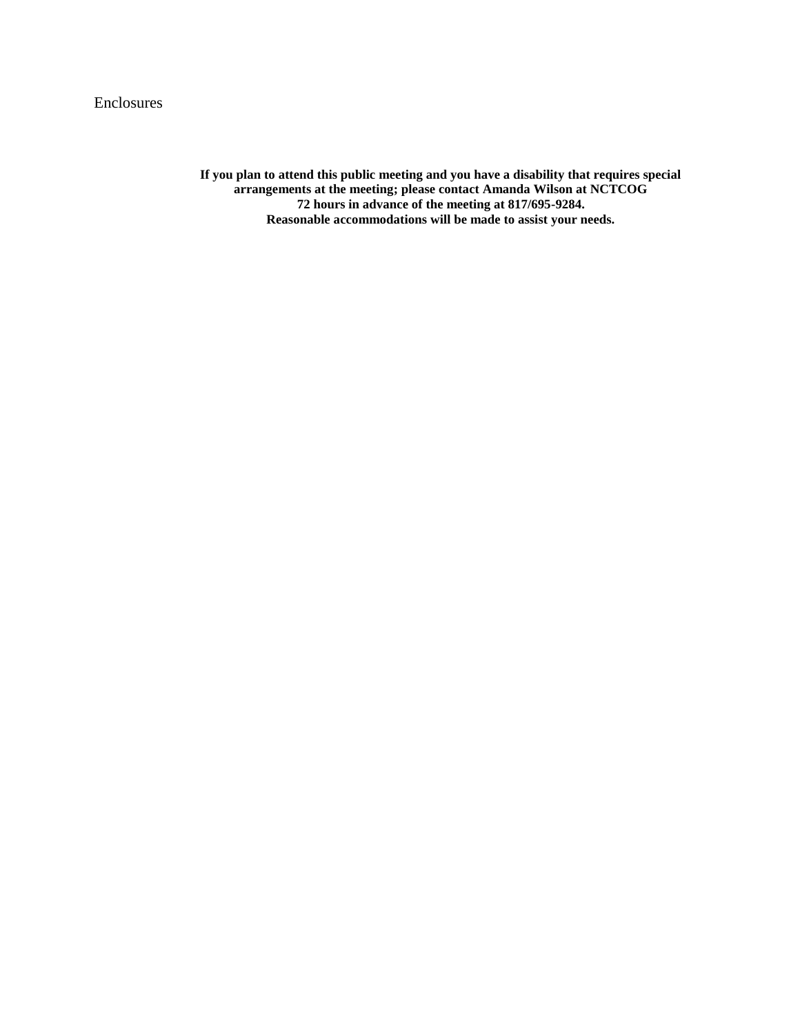Enclosures

**If you plan to attend this public meeting and you have a disability that requires special arrangements at the meeting; please contact Amanda Wilson at NCTCOG 72 hours in advance of the meeting at 817/695-9284. Reasonable accommodations will be made to assist your needs.**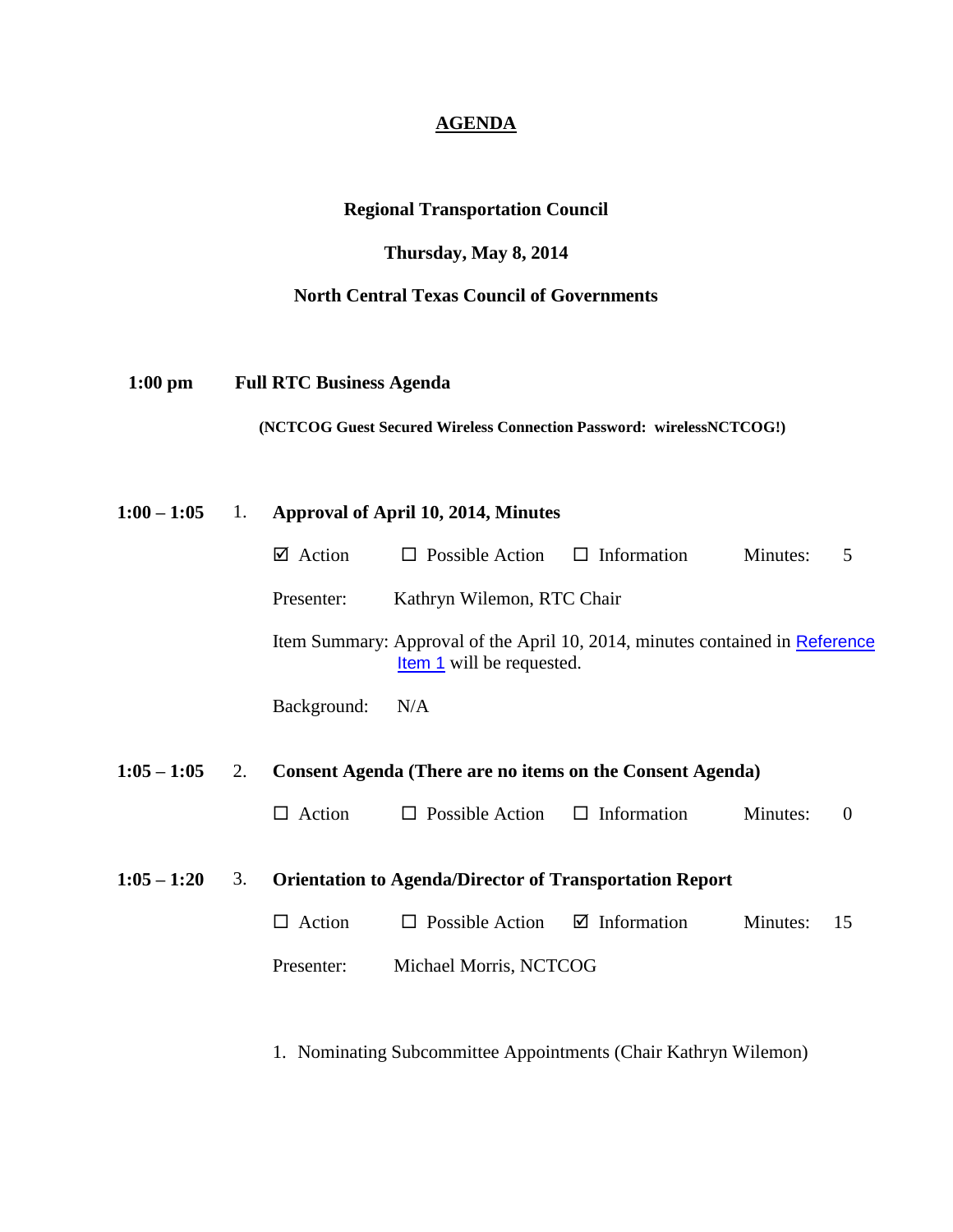# AGENDA

**Regional Transportation Council**

**Thursday, May 8, 2014**

**North Central Texas Council of Governments**

**1:00 pm  Full RTC Business Agenda**

**(NCTCOG Guest Secured Wireless Connection Password: wirelessNCTCOG!)**

**1:00 – 1:05  1. Approval of April 10, 2014, Minutes**

☑ Action  ☐ Possible Action  ☐ Information  Minutes: 5

Presenter: Kathryn Wilemon, RTC Chair

Item Summary: Approval of the April 10, 2014, minutes contained in Reference Item 1 will be requested.

Background: N/A

**1:05 – 1:05  2. Consent Agenda (There are no items on the Consent Agenda)**

☐ Action  ☐ Possible Action  ☐ Information  Minutes: 0

**1:05 – 1:20  3. Orientation to Agenda/Director of Transportation Report**

☐ Action  ☐ Possible Action  ☑ Information  Minutes: 15

Presenter: Michael Morris, NCTCOG

1. Nominating Subcommittee Appointments (Chair Kathryn Wilemon)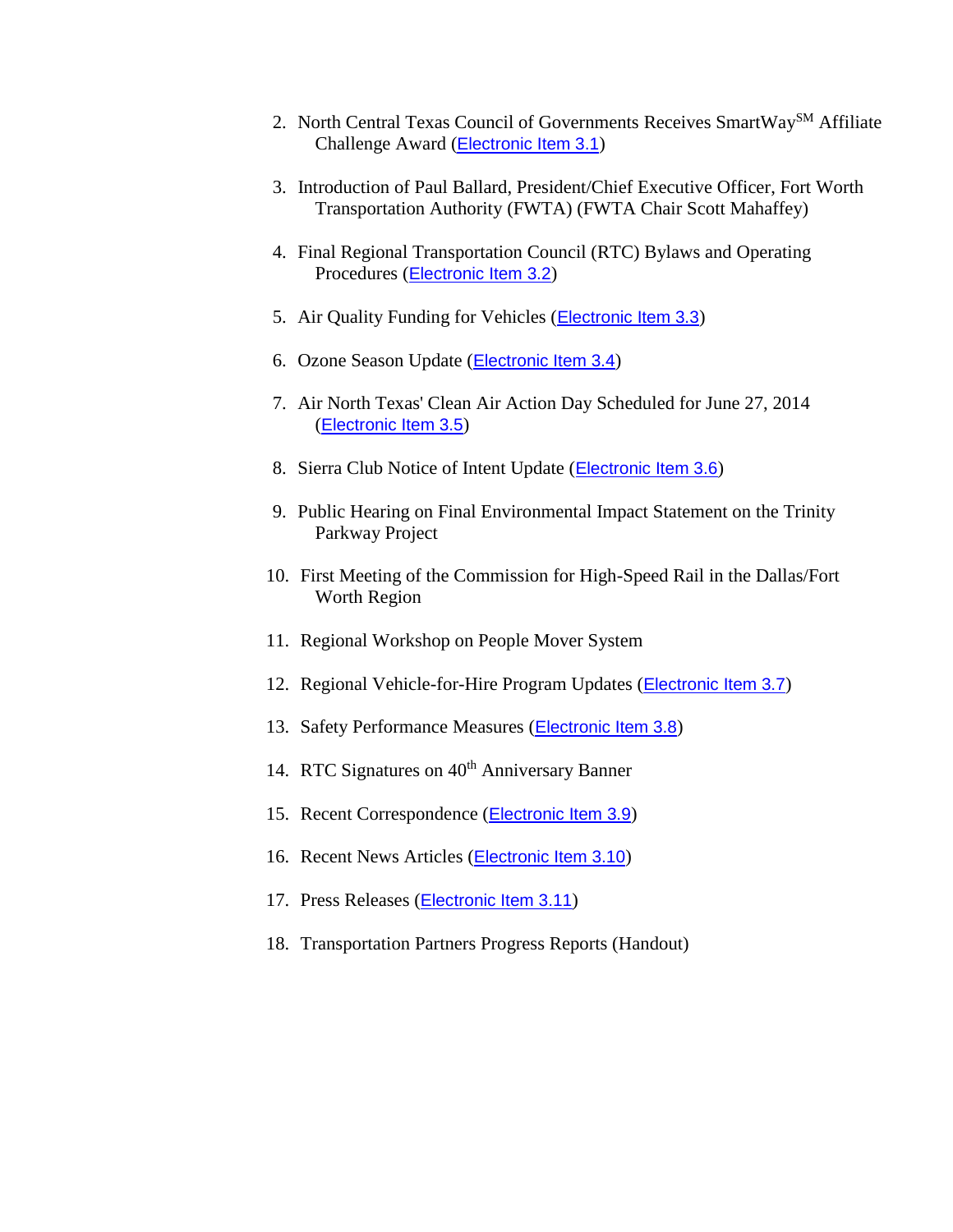2. North Central Texas Council of Governments Receives SmartWay$^{SM}$ Affiliate Challenge Award (Electronic Item 3.1)

3. Introduction of Paul Ballard, President/Chief Executive Officer, Fort Worth Transportation Authority (FWTA) (FWTA Chair Scott Mahaffey)

4. Final Regional Transportation Council (RTC) Bylaws and Operating Procedures (Electronic Item 3.2)

5. Air Quality Funding for Vehicles (Electronic Item 3.3)

6. Ozone Season Update (Electronic Item 3.4)

7. Air North Texas' Clean Air Action Day Scheduled for June 27, 2014 (Electronic Item 3.5)

8. Sierra Club Notice of Intent Update (Electronic Item 3.6)

9. Public Hearing on Final Environmental Impact Statement on the Trinity Parkway Project

10. First Meeting of the Commission for High-Speed Rail in the Dallas/Fort Worth Region

11. Regional Workshop on People Mover System

12. Regional Vehicle-for-Hire Program Updates (Electronic Item 3.7)

13. Safety Performance Measures (Electronic Item 3.8)

14. RTC Signatures on 40$^{th}$ Anniversary Banner

15. Recent Correspondence (Electronic Item 3.9)

16. Recent News Articles (Electronic Item 3.10)

17. Press Releases (Electronic Item 3.11)

18. Transportation Partners Progress Reports (Handout)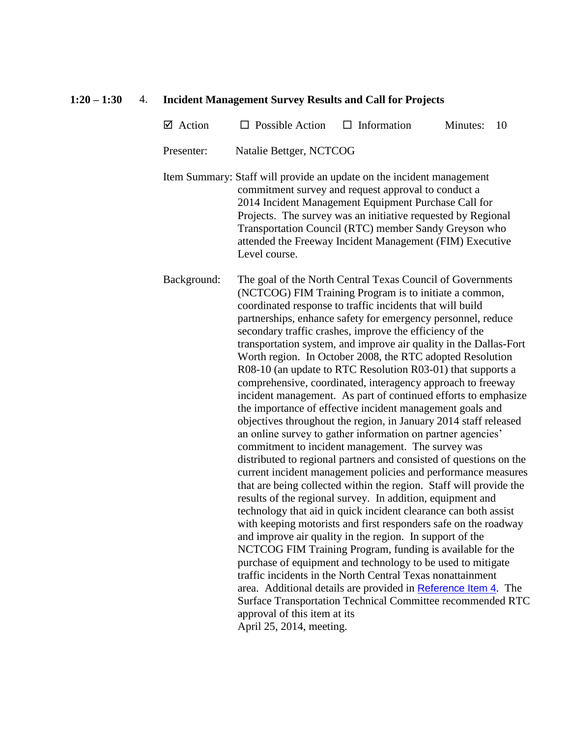**1:20 – 1:30 4. Incident Management Survey Results and Call for Projects**

☑ Action ☐ Possible Action ☐ Information Minutes: 10

Presenter: Natalie Bettger, NCTCOG

Item Summary: Staff will provide an update on the incident management commitment survey and request approval to conduct a 2014 Incident Management Equipment Purchase Call for Projects. The survey was an initiative requested by Regional Transportation Council (RTC) member Sandy Greyson who attended the Freeway Incident Management (FIM) Executive Level course.

Background: The goal of the North Central Texas Council of Governments (NCTCOG) FIM Training Program is to initiate a common, coordinated response to traffic incidents that will build partnerships, enhance safety for emergency personnel, reduce secondary traffic crashes, improve the efficiency of the transportation system, and improve air quality in the Dallas-Fort Worth region. In October 2008, the RTC adopted Resolution R08-10 (an update to RTC Resolution R03-01) that supports a comprehensive, coordinated, interagency approach to freeway incident management. As part of continued efforts to emphasize the importance of effective incident management goals and objectives throughout the region, in January 2014 staff released an online survey to gather information on partner agencies' commitment to incident management. The survey was distributed to regional partners and consisted of questions on the current incident management policies and performance measures that are being collected within the region. Staff will provide the results of the regional survey. In addition, equipment and technology that aid in quick incident clearance can both assist with keeping motorists and first responders safe on the roadway and improve air quality in the region. In support of the NCTCOG FIM Training Program, funding is available for the purchase of equipment and technology to be used to mitigate traffic incidents in the North Central Texas nonattainment area. Additional details are provided in Reference Item 4. The Surface Transportation Technical Committee recommended RTC approval of this item at its April 25, 2014, meeting.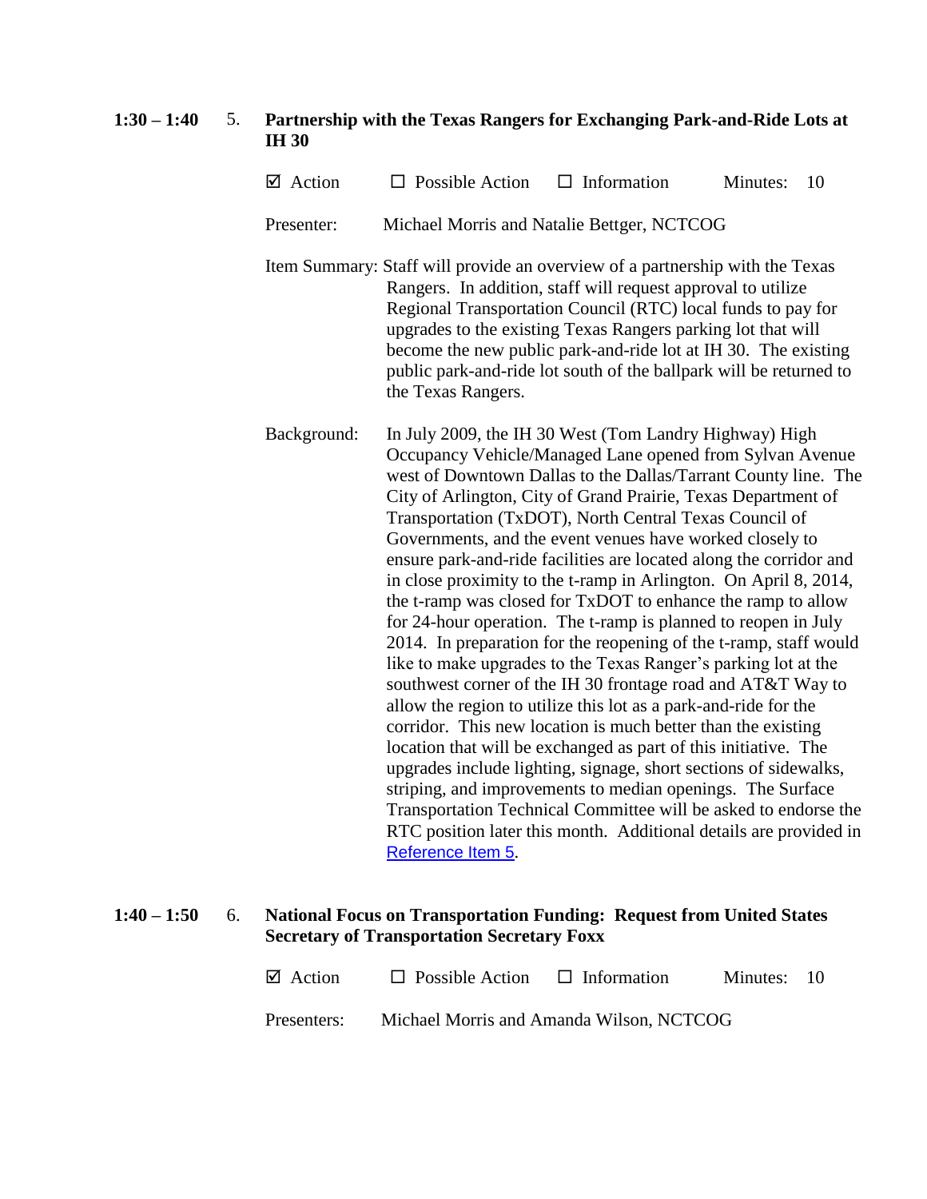**1:30 – 1:40** 5. **Partnership with the Texas Rangers for Exchanging Park-and-Ride Lots at IH 30**

☑ Action ☐ Possible Action ☐ Information Minutes: 10

Presenter: Michael Morris and Natalie Bettger, NCTCOG

Item Summary: Staff will provide an overview of a partnership with the Texas Rangers. In addition, staff will request approval to utilize Regional Transportation Council (RTC) local funds to pay for upgrades to the existing Texas Rangers parking lot that will become the new public park-and-ride lot at IH 30. The existing public park-and-ride lot south of the ballpark will be returned to the Texas Rangers.

Background: In July 2009, the IH 30 West (Tom Landry Highway) High Occupancy Vehicle/Managed Lane opened from Sylvan Avenue west of Downtown Dallas to the Dallas/Tarrant County line. The City of Arlington, City of Grand Prairie, Texas Department of Transportation (TxDOT), North Central Texas Council of Governments, and the event venues have worked closely to ensure park-and-ride facilities are located along the corridor and in close proximity to the t-ramp in Arlington. On April 8, 2014, the t-ramp was closed for TxDOT to enhance the ramp to allow for 24-hour operation. The t-ramp is planned to reopen in July 2014. In preparation for the reopening of the t-ramp, staff would like to make upgrades to the Texas Ranger's parking lot at the southwest corner of the IH 30 frontage road and AT&T Way to allow the region to utilize this lot as a park-and-ride for the corridor. This new location is much better than the existing location that will be exchanged as part of this initiative. The upgrades include lighting, signage, short sections of sidewalks, striping, and improvements to median openings. The Surface Transportation Technical Committee will be asked to endorse the RTC position later this month. Additional details are provided in Reference Item 5.

**1:40 – 1:50** 6. **National Focus on Transportation Funding: Request from United States Secretary of Transportation Secretary Foxx**

☑ Action ☐ Possible Action ☐ Information Minutes: 10

Presenters: Michael Morris and Amanda Wilson, NCTCOG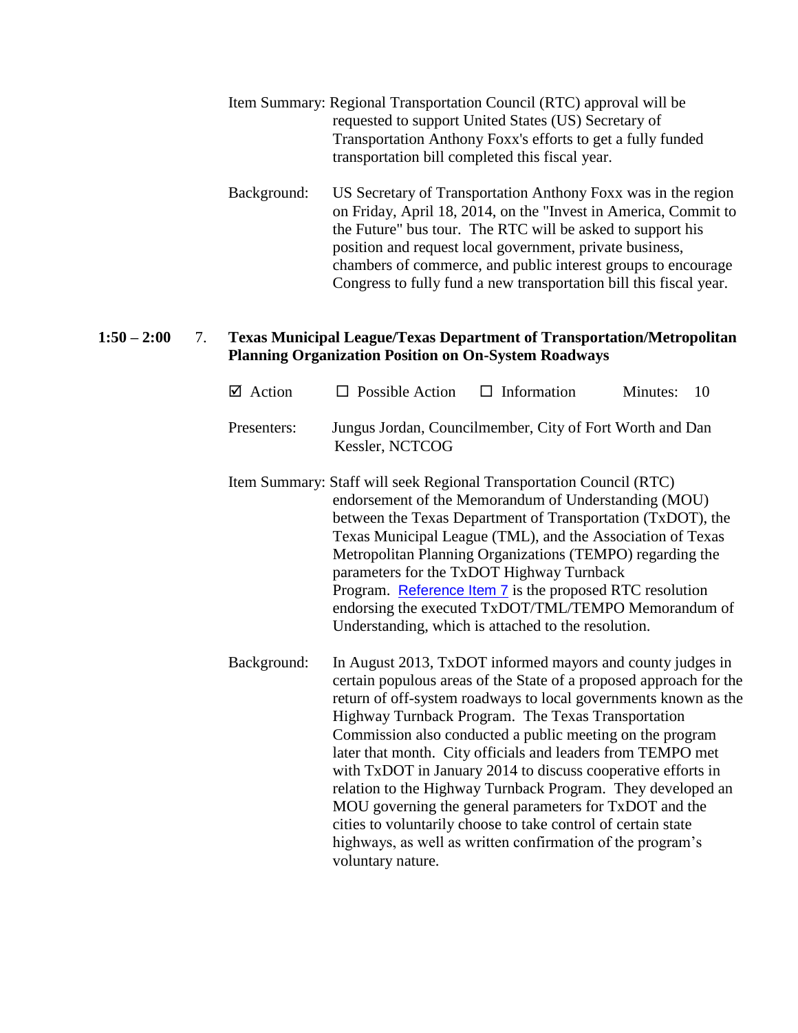Item Summary: Regional Transportation Council (RTC) approval will be requested to support United States (US) Secretary of Transportation Anthony Foxx's efforts to get a fully funded transportation bill completed this fiscal year.

Background: US Secretary of Transportation Anthony Foxx was in the region on Friday, April 18, 2014, on the "Invest in America, Commit to the Future" bus tour. The RTC will be asked to support his position and request local government, private business, chambers of commerce, and public interest groups to encourage Congress to fully fund a new transportation bill this fiscal year.

**1:50 – 2:00 7. Texas Municipal League/Texas Department of Transportation/Metropolitan Planning Organization Position on On-System Roadways**

☑ Action ☐ Possible Action ☐ Information Minutes: 10

Presenters: Jungus Jordan, Councilmember, City of Fort Worth and Dan Kessler, NCTCOG

Item Summary: Staff will seek Regional Transportation Council (RTC) endorsement of the Memorandum of Understanding (MOU) between the Texas Department of Transportation (TxDOT), the Texas Municipal League (TML), and the Association of Texas Metropolitan Planning Organizations (TEMPO) regarding the parameters for the TxDOT Highway Turnback Program. Reference Item 7 is the proposed RTC resolution endorsing the executed TxDOT/TML/TEMPO Memorandum of Understanding, which is attached to the resolution.

Background: In August 2013, TxDOT informed mayors and county judges in certain populous areas of the State of a proposed approach for the return of off-system roadways to local governments known as the Highway Turnback Program. The Texas Transportation Commission also conducted a public meeting on the program later that month. City officials and leaders from TEMPO met with TxDOT in January 2014 to discuss cooperative efforts in relation to the Highway Turnback Program. They developed an MOU governing the general parameters for TxDOT and the cities to voluntarily choose to take control of certain state highways, as well as written confirmation of the program's voluntary nature.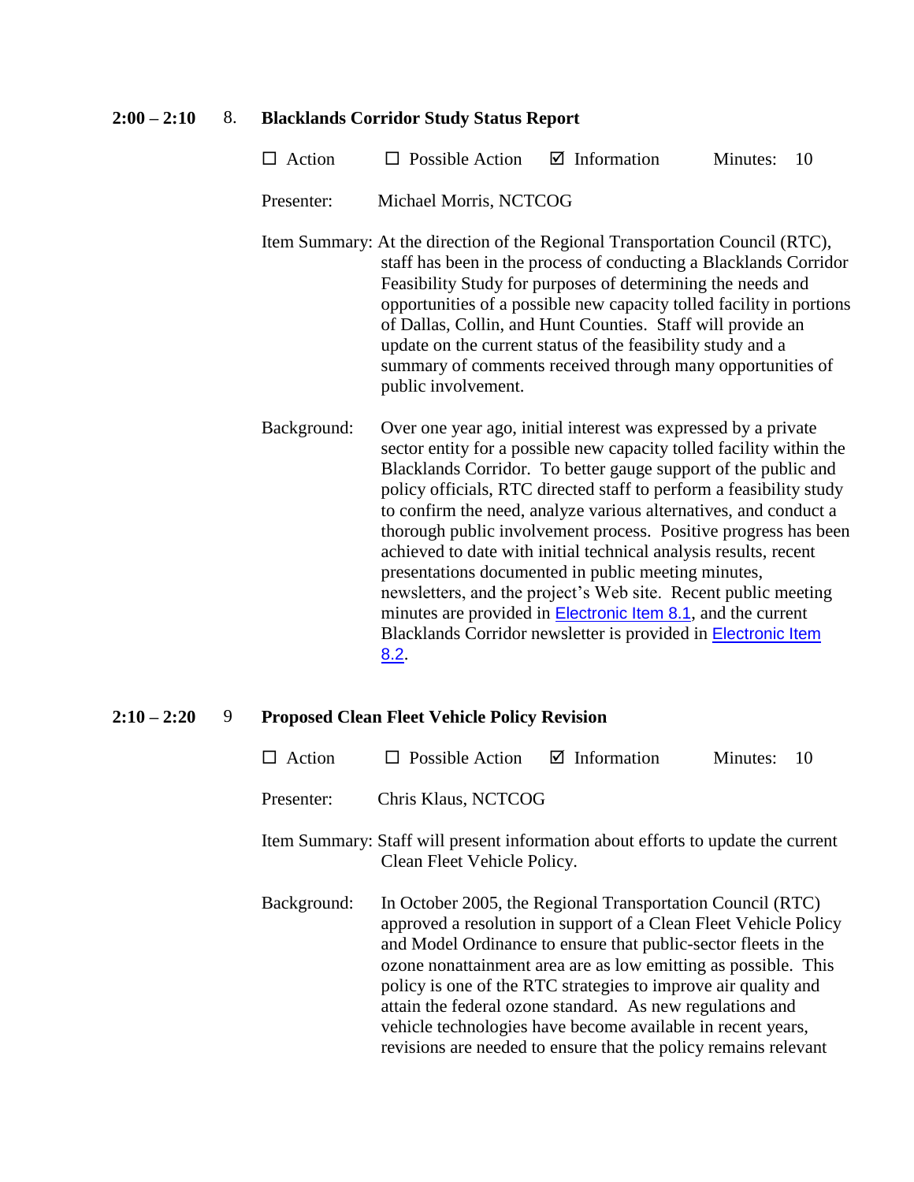**2:00 – 2:10** 8. **Blacklands Corridor Study Status Report**

☐ Action ☐ Possible Action ☑ Information Minutes: 10

Presenter: Michael Morris, NCTCOG

Item Summary: At the direction of the Regional Transportation Council (RTC), staff has been in the process of conducting a Blacklands Corridor Feasibility Study for purposes of determining the needs and opportunities of a possible new capacity tolled facility in portions of Dallas, Collin, and Hunt Counties. Staff will provide an update on the current status of the feasibility study and a summary of comments received through many opportunities of public involvement.

Background: Over one year ago, initial interest was expressed by a private sector entity for a possible new capacity tolled facility within the Blacklands Corridor. To better gauge support of the public and policy officials, RTC directed staff to perform a feasibility study to confirm the need, analyze various alternatives, and conduct a thorough public involvement process. Positive progress has been achieved to date with initial technical analysis results, recent presentations documented in public meeting minutes, newsletters, and the project's Web site. Recent public meeting minutes are provided in Electronic Item 8.1, and the current Blacklands Corridor newsletter is provided in Electronic Item 8.2.

**2:10 – 2:20** 9 **Proposed Clean Fleet Vehicle Policy Revision**

☐ Action ☐ Possible Action ☑ Information Minutes: 10

Presenter: Chris Klaus, NCTCOG

Item Summary: Staff will present information about efforts to update the current Clean Fleet Vehicle Policy.

Background: In October 2005, the Regional Transportation Council (RTC) approved a resolution in support of a Clean Fleet Vehicle Policy and Model Ordinance to ensure that public-sector fleets in the ozone nonattainment area are as low emitting as possible. This policy is one of the RTC strategies to improve air quality and attain the federal ozone standard. As new regulations and vehicle technologies have become available in recent years, revisions are needed to ensure that the policy remains relevant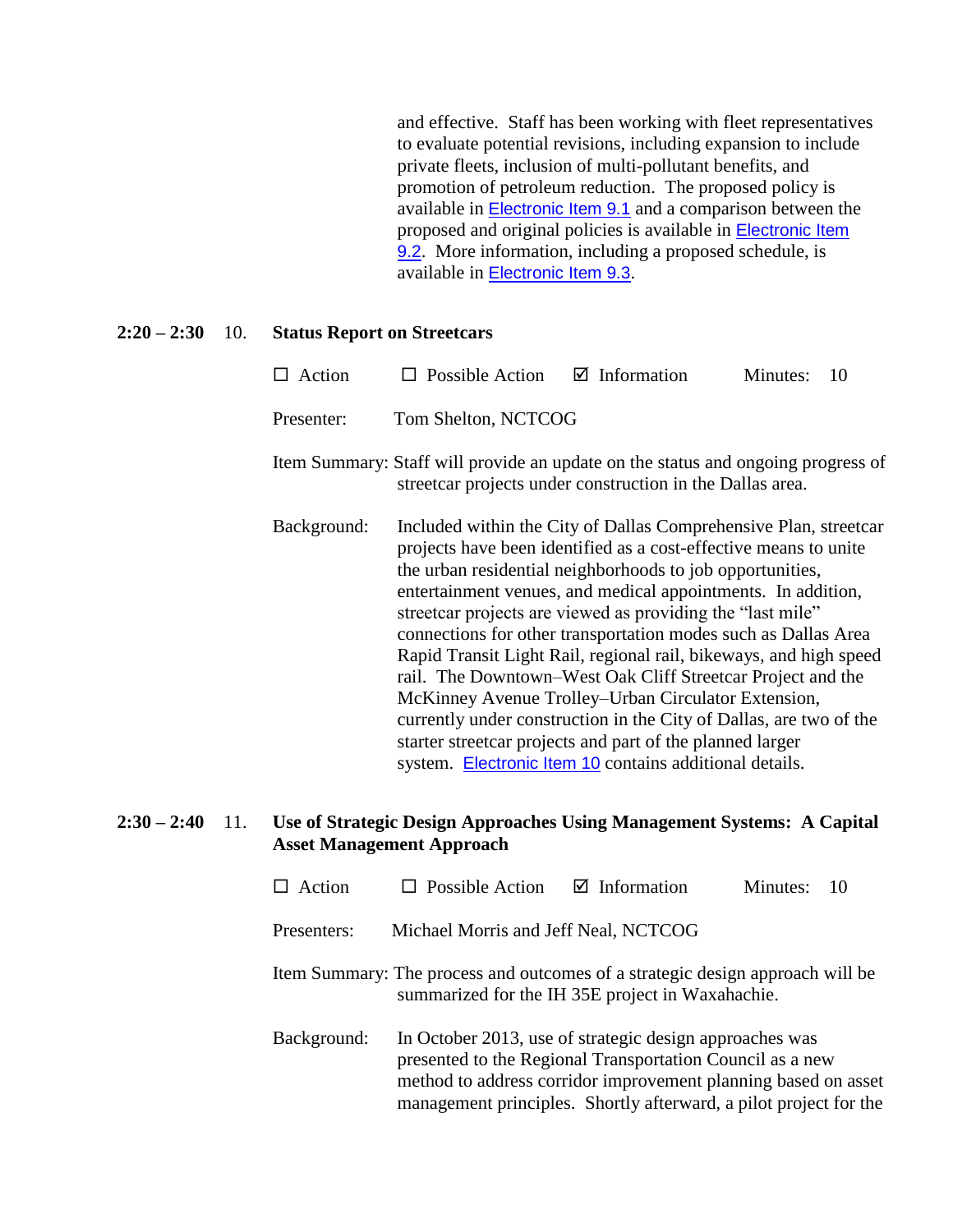and effective. Staff has been working with fleet representatives to evaluate potential revisions, including expansion to include private fleets, inclusion of multi-pollutant benefits, and promotion of petroleum reduction. The proposed policy is available in Electronic Item 9.1 and a comparison between the proposed and original policies is available in Electronic Item 9.2. More information, including a proposed schedule, is available in Electronic Item 9.3.

**2:20 – 2:30 10. Status Report on Streetcars**

☐ Action ☐ Possible Action ☑ Information Minutes: 10

Presenter: Tom Shelton, NCTCOG

Item Summary: Staff will provide an update on the status and ongoing progress of streetcar projects under construction in the Dallas area.

Background: Included within the City of Dallas Comprehensive Plan, streetcar projects have been identified as a cost-effective means to unite the urban residential neighborhoods to job opportunities, entertainment venues, and medical appointments. In addition, streetcar projects are viewed as providing the "last mile" connections for other transportation modes such as Dallas Area Rapid Transit Light Rail, regional rail, bikeways, and high speed rail. The Downtown–West Oak Cliff Streetcar Project and the McKinney Avenue Trolley–Urban Circulator Extension, currently under construction in the City of Dallas, are two of the starter streetcar projects and part of the planned larger system. Electronic Item 10 contains additional details.

**2:30 – 2:40 11. Use of Strategic Design Approaches Using Management Systems: A Capital Asset Management Approach**

☐ Action ☐ Possible Action ☑ Information Minutes: 10

Presenters: Michael Morris and Jeff Neal, NCTCOG

Item Summary: The process and outcomes of a strategic design approach will be summarized for the IH 35E project in Waxahachie.

Background: In October 2013, use of strategic design approaches was presented to the Regional Transportation Council as a new method to address corridor improvement planning based on asset management principles. Shortly afterward, a pilot project for the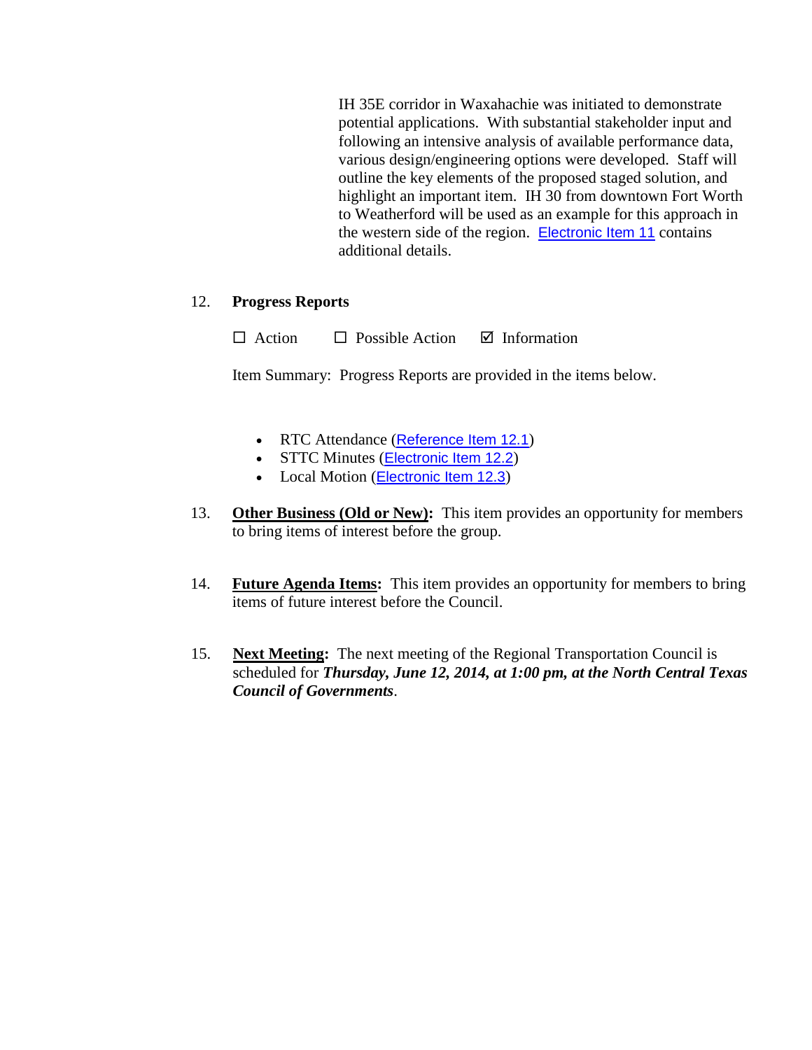IH 35E corridor in Waxahachie was initiated to demonstrate potential applications. With substantial stakeholder input and following an intensive analysis of available performance data, various design/engineering options were developed. Staff will outline the key elements of the proposed staged solution, and highlight an important item. IH 30 from downtown Fort Worth to Weatherford will be used as an example for this approach in the western side of the region. Electronic Item 11 contains additional details.

12. **Progress Reports**

☐ Action ☐ Possible Action ☑ Information

Item Summary: Progress Reports are provided in the items below.

- RTC Attendance (Reference Item 12.1)
- STTC Minutes (Electronic Item 12.2)
- Local Motion (Electronic Item 12.3)

13. **Other Business (Old or New):** This item provides an opportunity for members to bring items of interest before the group.

14. **Future Agenda Items:** This item provides an opportunity for members to bring items of future interest before the Council.

15. **Next Meeting:** The next meeting of the Regional Transportation Council is scheduled for ***Thursday, June 12, 2014, at 1:00 pm, at the North Central Texas Council of Governments***.